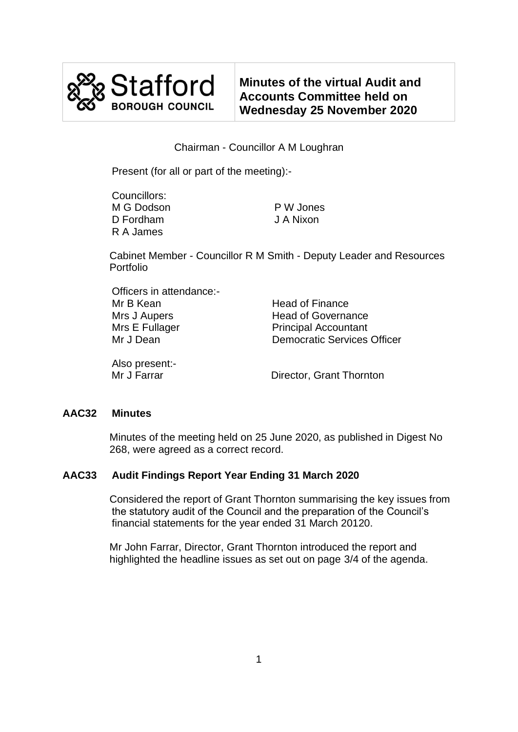Stafford BOROUGH COUNCIL

# Minutes of the virtual Audit and Accounts Committee held on Wednesday 25 November 2020

Chairman - Councillor A M Loughran

Present (for all or part of the meeting):-

Councillors:

M G Dodson
D Fordham
R A James
P W Jones
J A Nixon

Cabinet Member - Councillor R M Smith - Deputy Leader and Resources Portfolio

Officers in attendance:-

| | |
|---|---|
| Mr B Kean | Head of Finance |
| Mrs J Aupers | Head of Governance |
| Mrs E Fullager | Principal Accountant |
| Mr J Dean | Democratic Services Officer |

Also present:-

| | |
|---|---|
| Mr J Farrar | Director, Grant Thornton |

## AAC32 Minutes

Minutes of the meeting held on 25 June 2020, as published in Digest No 268, were agreed as a correct record.

## AAC33 Audit Findings Report Year Ending 31 March 2020

Considered the report of Grant Thornton summarising the key issues from the statutory audit of the Council and the preparation of the Council's financial statements for the year ended 31 March 20120.

Mr John Farrar, Director, Grant Thornton introduced the report and highlighted the headline issues as set out on page 3/4 of the agenda.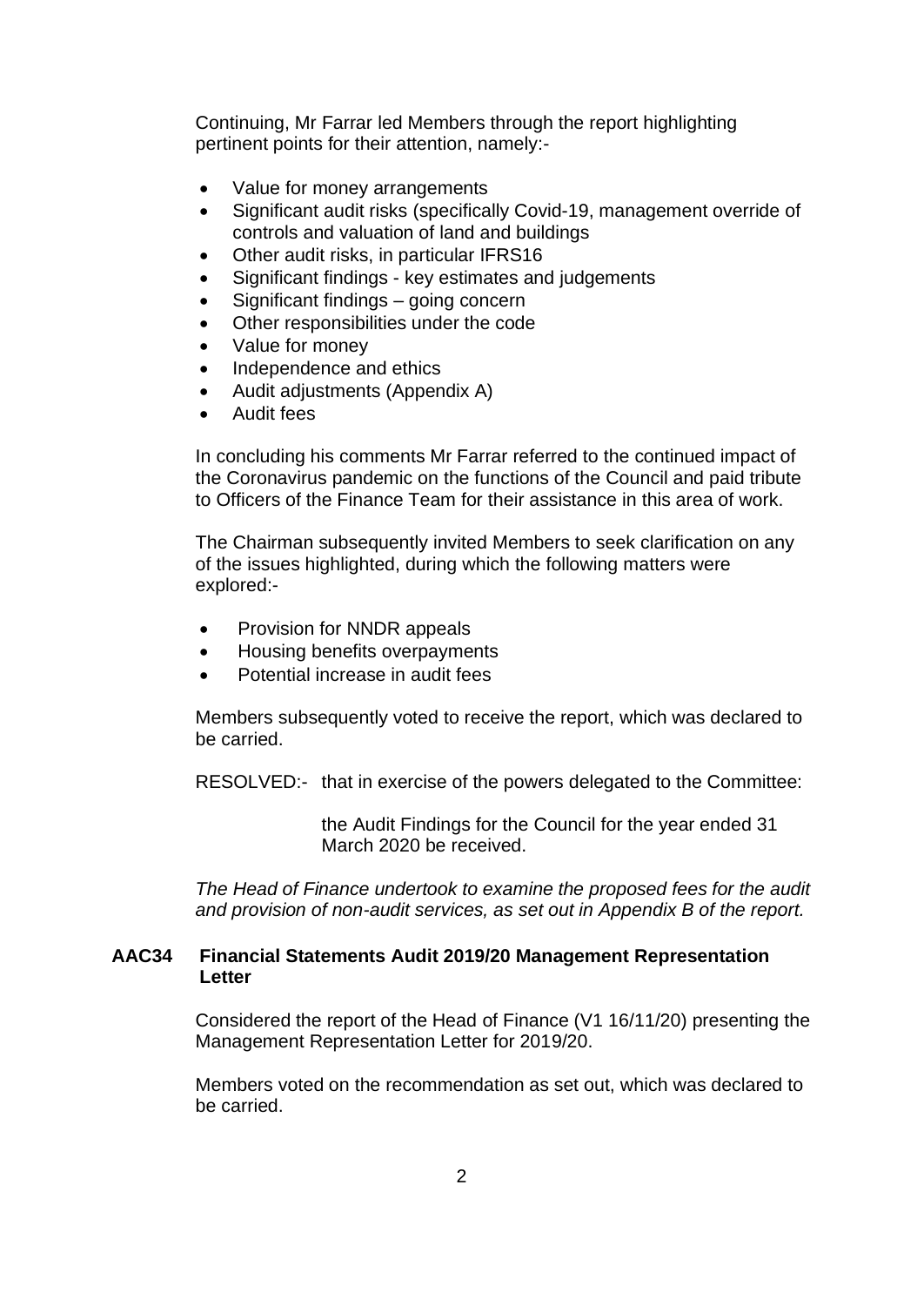Continuing, Mr Farrar led Members through the report highlighting pertinent points for their attention, namely:-

- Value for money arrangements
- Significant audit risks (specifically Covid-19, management override of controls and valuation of land and buildings
- Other audit risks, in particular IFRS16
- Significant findings - key estimates and judgements
- Significant findings – going concern
- Other responsibilities under the code
- Value for money
- Independence and ethics
- Audit adjustments (Appendix A)
- Audit fees

In concluding his comments Mr Farrar referred to the continued impact of the Coronavirus pandemic on the functions of the Council and paid tribute to Officers of the Finance Team for their assistance in this area of work.

The Chairman subsequently invited Members to seek clarification on any of the issues highlighted, during which the following matters were explored:-

- Provision for NNDR appeals
- Housing benefits overpayments
- Potential increase in audit fees

Members subsequently voted to receive the report, which was declared to be carried.

RESOLVED:- that in exercise of the powers delegated to the Committee:

the Audit Findings for the Council for the year ended 31 March 2020 be received.

*The Head of Finance undertook to examine the proposed fees for the audit and provision of non-audit services, as set out in Appendix B of the report.*

**AAC34 Financial Statements Audit 2019/20 Management Representation Letter**

Considered the report of the Head of Finance (V1 16/11/20) presenting the Management Representation Letter for 2019/20.

Members voted on the recommendation as set out, which was declared to be carried.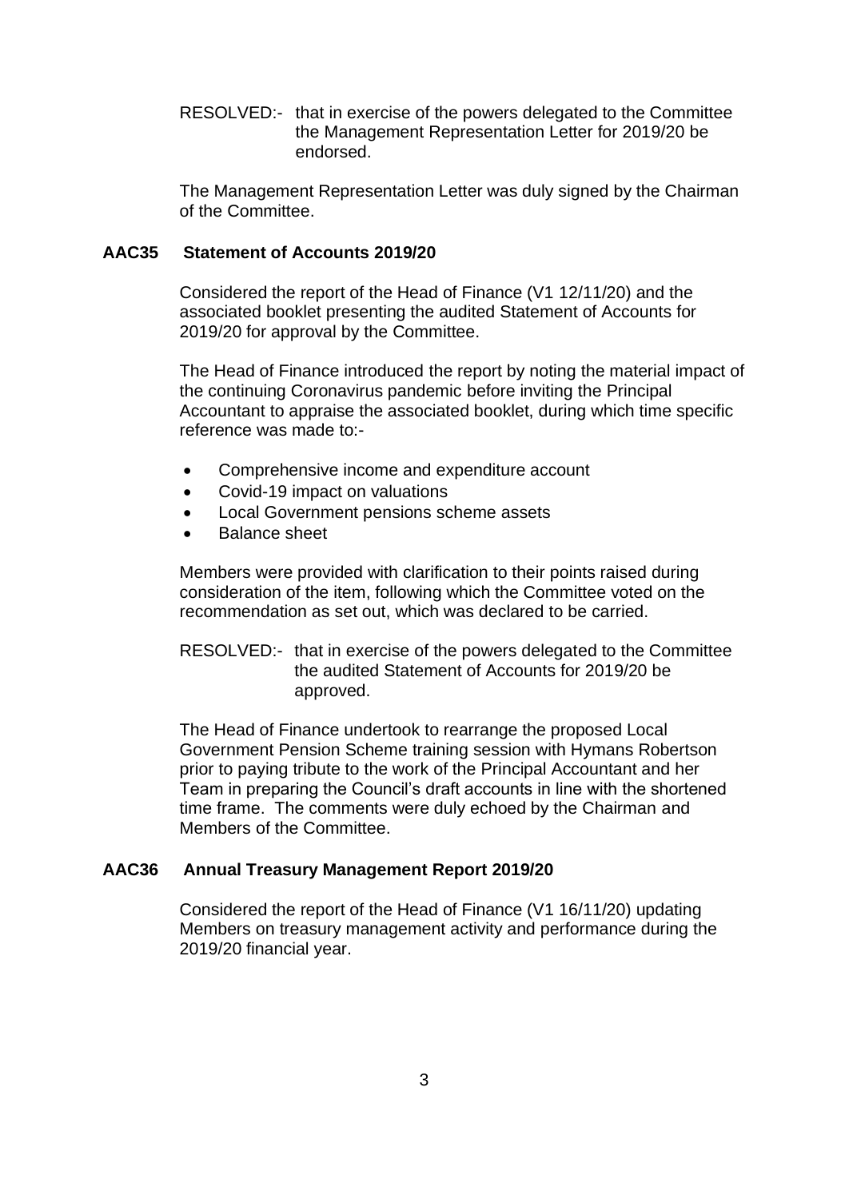RESOLVED:- that in exercise of the powers delegated to the Committee the Management Representation Letter for 2019/20 be endorsed.

The Management Representation Letter was duly signed by the Chairman of the Committee.

### AAC35 Statement of Accounts 2019/20

Considered the report of the Head of Finance (V1 12/11/20) and the associated booklet presenting the audited Statement of Accounts for 2019/20 for approval by the Committee.

The Head of Finance introduced the report by noting the material impact of the continuing Coronavirus pandemic before inviting the Principal Accountant to appraise the associated booklet, during which time specific reference was made to:-

- Comprehensive income and expenditure account
- Covid-19 impact on valuations
- Local Government pensions scheme assets
- Balance sheet

Members were provided with clarification to their points raised during consideration of the item, following which the Committee voted on the recommendation as set out, which was declared to be carried.

RESOLVED:- that in exercise of the powers delegated to the Committee the audited Statement of Accounts for 2019/20 be approved.

The Head of Finance undertook to rearrange the proposed Local Government Pension Scheme training session with Hymans Robertson prior to paying tribute to the work of the Principal Accountant and her Team in preparing the Council's draft accounts in line with the shortened time frame. The comments were duly echoed by the Chairman and Members of the Committee.

### AAC36 Annual Treasury Management Report 2019/20

Considered the report of the Head of Finance (V1 16/11/20) updating Members on treasury management activity and performance during the 2019/20 financial year.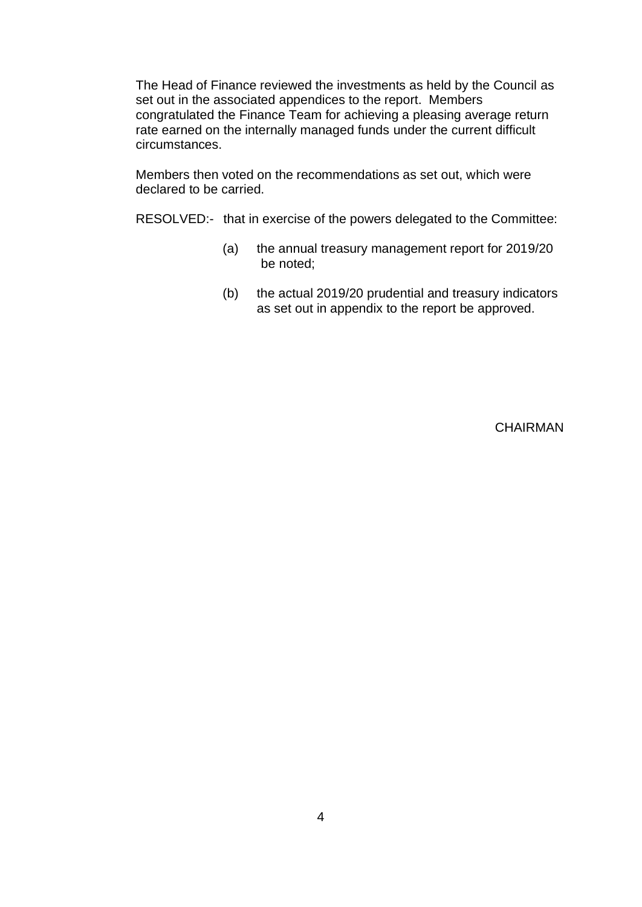The Head of Finance reviewed the investments as held by the Council as set out in the associated appendices to the report. Members congratulated the Finance Team for achieving a pleasing average return rate earned on the internally managed funds under the current difficult circumstances.

Members then voted on the recommendations as set out, which were declared to be carried.

RESOLVED:- that in exercise of the powers delegated to the Committee:

(a) the annual treasury management report for 2019/20 be noted;

(b) the actual 2019/20 prudential and treasury indicators as set out in appendix to the report be approved.

CHAIRMAN